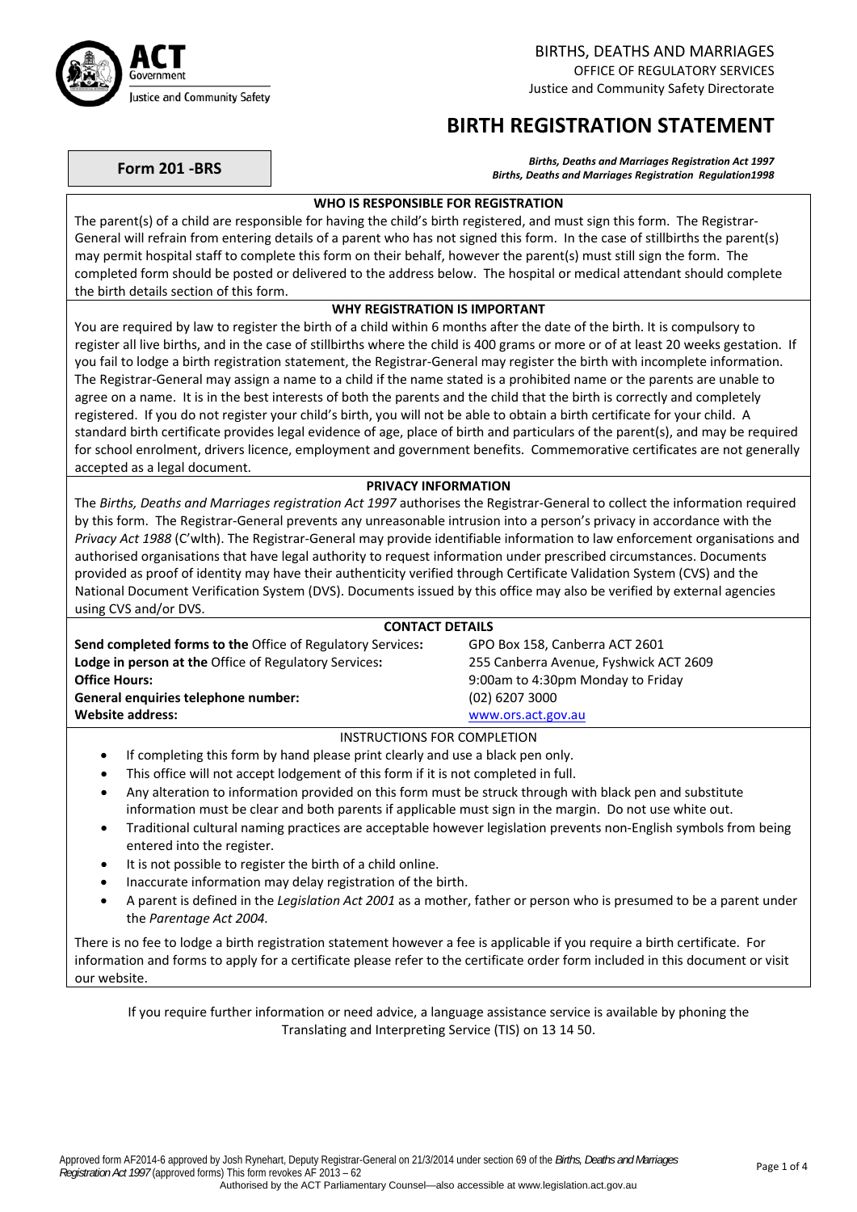BIRTHS, DEATHS AND MARRIAGES
OFFICE OF REGULATORY SERVICES
Justice and Community Safety Directorate

# BIRTH REGISTRATION STATEMENT

**Form 201 -BRS**

***Births, Deaths and Marriages Registration Act 1997***
***Births, Deaths and Marriages Registration Regulation1998***

### WHO IS RESPONSIBLE FOR REGISTRATION

The parent(s) of a child are responsible for having the child's birth registered, and must sign this form. The Registrar-General will refrain from entering details of a parent who has not signed this form. In the case of stillbirths the parent(s) may permit hospital staff to complete this form on their behalf, however the parent(s) must still sign the form. The completed form should be posted or delivered to the address below. The hospital or medical attendant should complete the birth details section of this form.

### WHY REGISTRATION IS IMPORTANT

You are required by law to register the birth of a child within 6 months after the date of the birth. It is compulsory to register all live births, and in the case of stillbirths where the child is 400 grams or more or of at least 20 weeks gestation. If you fail to lodge a birth registration statement, the Registrar-General may register the birth with incomplete information. The Registrar-General may assign a name to a child if the name stated is a prohibited name or the parents are unable to agree on a name. It is in the best interests of both the parents and the child that the birth is correctly and completely registered. If you do not register your child's birth, you will not be able to obtain a birth certificate for your child. A standard birth certificate provides legal evidence of age, place of birth and particulars of the parent(s), and may be required for school enrolment, drivers licence, employment and government benefits. Commemorative certificates are not generally accepted as a legal document.

### PRIVACY INFORMATION

The *Births, Deaths and Marriages registration Act 1997* authorises the Registrar-General to collect the information required by this form. The Registrar-General prevents any unreasonable intrusion into a person's privacy in accordance with the *Privacy Act 1988* (C'wlth). The Registrar-General may provide identifiable information to law enforcement organisations and authorised organisations that have legal authority to request information under prescribed circumstances. Documents provided as proof of identity may have their authenticity verified through Certificate Validation System (CVS) and the National Document Verification System (DVS). Documents issued by this office may also be verified by external agencies using CVS and/or DVS.

### CONTACT DETAILS

| | |
|---|---|
| **Send completed forms to the** Office of Regulatory Services**:** | GPO Box 158, Canberra ACT 2601 |
| **Lodge in person at the** Office of Regulatory Services**:** | 255 Canberra Avenue, Fyshwick ACT 2609 |
| **Office Hours:** | 9:00am to 4:30pm Monday to Friday |
| **General enquiries telephone number:** | (02) 6207 3000 |
| **Website address:** | www.ors.act.gov.au |

### INSTRUCTIONS FOR COMPLETION

- If completing this form by hand please print clearly and use a black pen only.
- This office will not accept lodgement of this form if it is not completed in full.
- Any alteration to information provided on this form must be struck through with black pen and substitute information must be clear and both parents if applicable must sign in the margin. Do not use white out.
- Traditional cultural naming practices are acceptable however legislation prevents non-English symbols from being entered into the register.
- It is not possible to register the birth of a child online.
- Inaccurate information may delay registration of the birth.
- A parent is defined in the *Legislation Act 2001* as a mother, father or person who is presumed to be a parent under the *Parentage Act 2004.*

There is no fee to lodge a birth registration statement however a fee is applicable if you require a birth certificate. For information and forms to apply for a certificate please refer to the certificate order form included in this document or visit our website.

If you require further information or need advice, a language assistance service is available by phoning the Translating and Interpreting Service (TIS) on 13 14 50.

Approved form AF2014-6 approved by Josh Rynehart, Deputy Registrar-General on 21/3/2014 under section 69 of the *Births, Deaths and Marriages Registration Act 1997* (approved forms) This form revokes AF 2013 – 62
Authorised by the ACT Parliamentary Counsel—also accessible at www.legislation.act.gov.au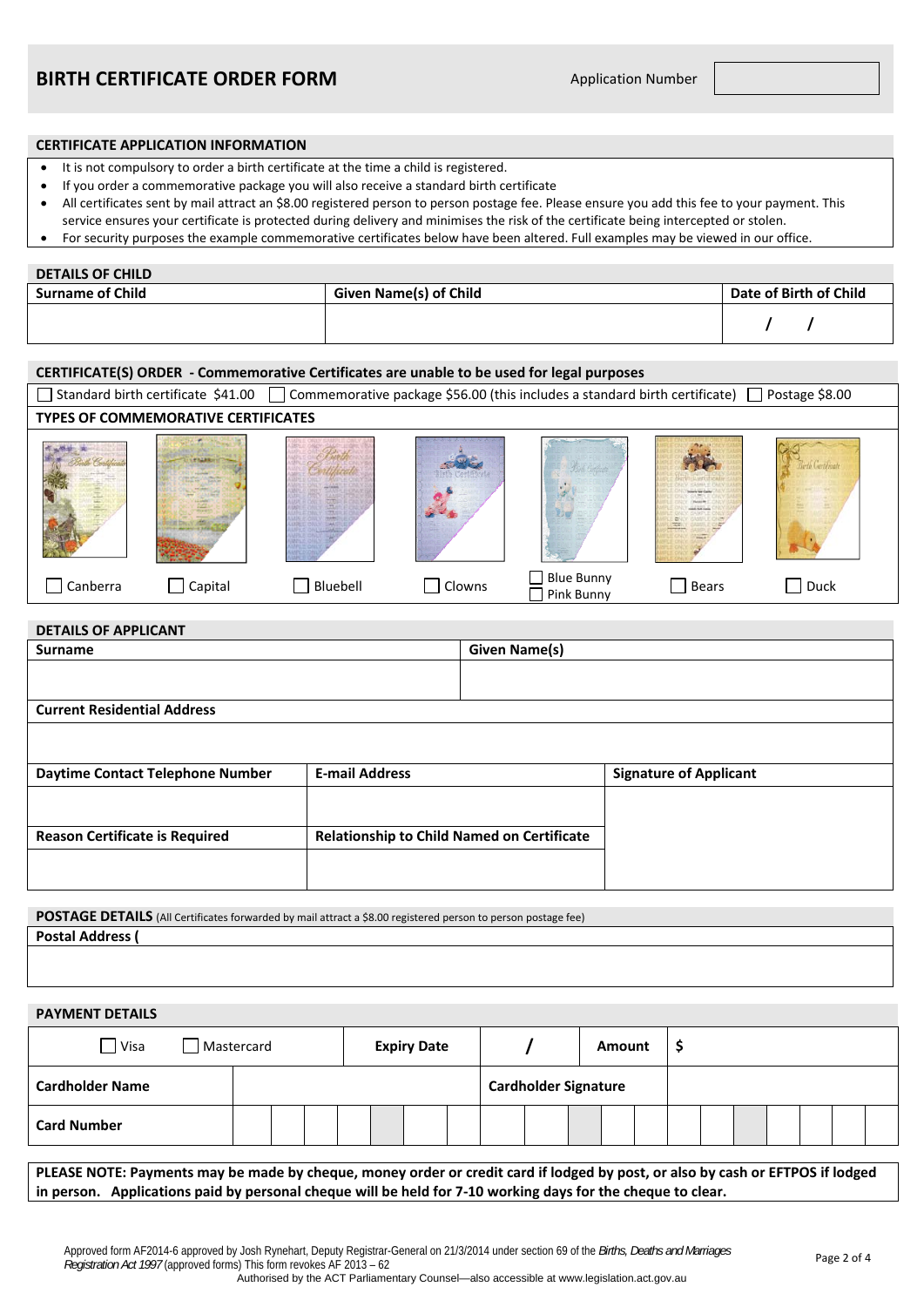# BIRTH CERTIFICATE ORDER FORM

Application Number

## CERTIFICATE APPLICATION INFORMATION

- It is not compulsory to order a birth certificate at the time a child is registered.
- If you order a commemorative package you will also receive a standard birth certificate
- All certificates sent by mail attract an $8.00 registered person to person postage fee. Please ensure you add this fee to your payment. This service ensures your certificate is protected during delivery and minimises the risk of the certificate being intercepted or stolen.
- For security purposes the example commemorative certificates below have been altered. Full examples may be viewed in our office.

## DETAILS OF CHILD

| Surname of Child | Given Name(s) of Child | Date of Birth of Child |
|---|---|---|
| | | / / |

## CERTIFICATE(S) ORDER - Commemorative Certificates are unable to be used for legal purposes

☐ Standard birth certificate $41.00 ☐ Commemorative package $56.00 (this includes a standard birth certificate) ☐ Postage $8.00

### TYPES OF COMMEMORATIVE CERTIFICATES

☐ Canberra ☐ Capital ☐ Bluebell ☐ Clowns ☐ Blue Bunny ☐ Pink Bunny ☐ Bears ☐ Duck

## DETAILS OF APPLICANT

| Surname | Given Name(s) |
|---|---|
| | |

| Current Residential Address |
|---|
| |

| Daytime Contact Telephone Number | E-mail Address | Signature of Applicant |
|---|---|---|
| | | |
| **Reason Certificate is Required** | **Relationship to Child Named on Certificate** | |
| | | |

## POSTAGE DETAILS (All Certificates forwarded by mail attract a $8.00 registered person to person postage fee)

| Postal Address ( |
|---|
| |

## PAYMENT DETAILS

| ☐ Visa ☐ Mastercard | Expiry Date | / | Amount | $ |
|---|---|---|---|---|
| **Cardholder Name** | | **Cardholder Signature** | | |
| **Card Number** | | | | |

**PLEASE NOTE: Payments may be made by cheque, money order or credit card if lodged by post, or also by cash or EFTPOS if lodged in person. Applications paid by personal cheque will be held for 7-10 working days for the cheque to clear.**

Approved form AF2014-6 approved by Josh Rynehart, Deputy Registrar-General on 21/3/2014 under section 69 of the *Births, Deaths and Marriages Registration Act 1997* (approved forms) This form revokes AF 2013 – 62

Authorised by the ACT Parliamentary Counsel—also accessible at www.legislation.act.gov.au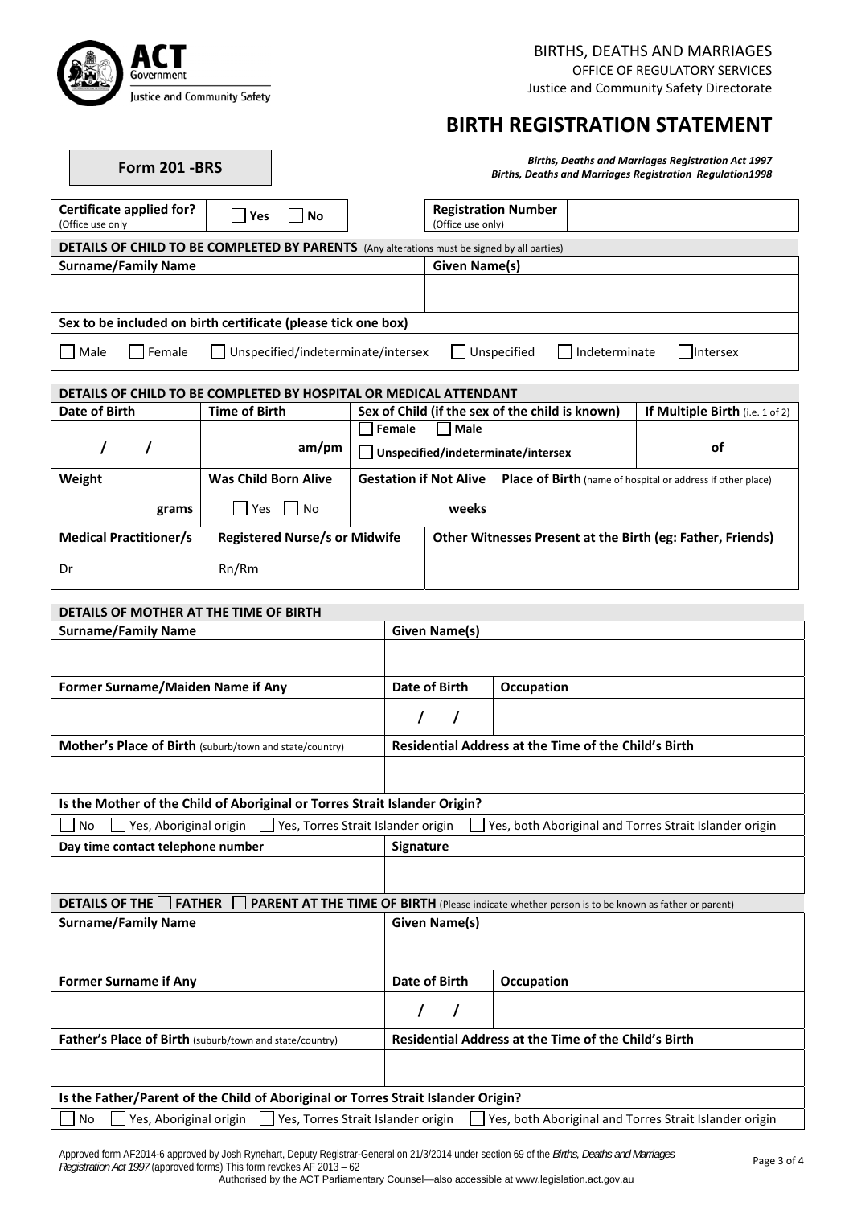ACT Government
Justice and Community Safety

BIRTHS, DEATHS AND MARRIAGES
OFFICE OF REGULATORY SERVICES
Justice and Community Safety Directorate

# BIRTH REGISTRATION STATEMENT

**Form 201 -BRS**

***Births, Deaths and Marriages Registration Act 1997***
***Births, Deaths and Marriages Registration Regulation1998***

| **Certificate applied for?** (Office use only) | ☐ Yes ☐ No | **Registration Number** (Office use only) | |
|---|---|---|---|

**DETAILS OF CHILD TO BE COMPLETED BY PARENTS** (Any alterations must be signed by all parties)

| **Surname/Family Name** | **Given Name(s)** |
|---|---|
| | |

**Sex to be included on birth certificate (please tick one box)**

☐ Male ☐ Female ☐ Unspecified/indeterminate/intersex ☐ Unspecified ☐ Indeterminate ☐ Intersex

**DETAILS OF CHILD TO BE COMPLETED BY HOSPITAL OR MEDICAL ATTENDANT**

| **Date of Birth** | **Time of Birth** | **Sex of Child (if the sex of the child is known)** | **If Multiple Birth** (i.e. 1 of 2) |
|---|---|---|---|
| / / | am/pm | ☐ **Female** ☐ **Male** ☐ **Unspecified/indeterminate/intersex** | of |

| **Weight** | **Was Child Born Alive** | **Gestation if Not Alive** | **Place of Birth** (name of hospital or address if other place) |
|---|---|---|---|
| grams | ☐ Yes ☐ No | weeks | |

| **Medical Practitioner/s** | **Registered Nurse/s or Midwife** | **Other Witnesses Present at the Birth (eg: Father, Friends)** |
|---|---|---|
| Dr | Rn/Rm | |

**DETAILS OF MOTHER AT THE TIME OF BIRTH**

| **Surname/Family Name** | **Given Name(s)** | |
|---|---|---|
| | | |
| **Former Surname/Maiden Name if Any** | **Date of Birth** | **Occupation** |
| | / / | |
| **Mother's Place of Birth** (suburb/town and state/country) | **Residential Address at the Time of the Child's Birth** | |
| | | |

**Is the Mother of the Child of Aboriginal or Torres Strait Islander Origin?**

☐ No ☐ Yes, Aboriginal origin ☐ Yes, Torres Strait Islander origin ☐ Yes, both Aboriginal and Torres Strait Islander origin

| **Day time contact telephone number** | **Signature** |
|---|---|
| | |

**DETAILS OF THE ☐ FATHER ☐ PARENT AT THE TIME OF BIRTH** (Please indicate whether person is to be known as father or parent)

| **Surname/Family Name** | **Given Name(s)** | |
|---|---|---|
| | | |
| **Former Surname if Any** | **Date of Birth** | **Occupation** |
| | / / | |
| **Father's Place of Birth** (suburb/town and state/country) | **Residential Address at the Time of the Child's Birth** | |
| | | |

**Is the Father/Parent of the Child of Aboriginal or Torres Strait Islander Origin?**

☐ No ☐ Yes, Aboriginal origin ☐ Yes, Torres Strait Islander origin ☐ Yes, both Aboriginal and Torres Strait Islander origin

Approved form AF2014-6 approved by Josh Rynehart, Deputy Registrar-General on 21/3/2014 under section 69 of the *Births, Deaths and Marriages Registration Act 1997* (approved forms) This form revokes AF 2013 – 62

Authorised by the ACT Parliamentary Counsel—also accessible at www.legislation.act.gov.au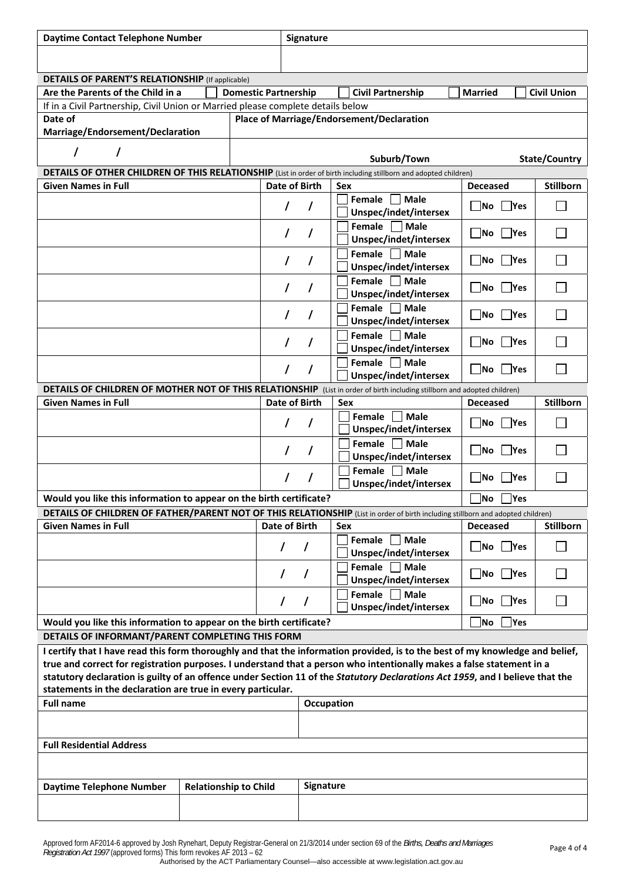| Daytime Contact Telephone Number | Signature |
| --- | --- |
| | |

**DETAILS OF PARENT'S RELATIONSHIP** (If applicable)

| Are the Parents of the Child in a | ☐ Domestic Partnership | ☐ Civil Partnership | ☐ Married | ☐ Civil Union |
| --- | --- | --- | --- | --- |

If in a Civil Partnership, Civil Union or Married please complete details below

| Date of Marriage/Endorsement/Declaration | Place of Marriage/Endorsement/Declaration | |
| --- | --- | --- |
| / / | Suburb/Town | State/Country |

**DETAILS OF OTHER CHILDREN OF THIS RELATIONSHIP** (List in order of birth including stillborn and adopted children)

| Given Names in Full | Date of Birth | Sex | Deceased | Stillborn |
| --- | --- | --- | --- | --- |
| | / / | ☐ Female ☐ Male ☐ Unspec/indet/intersex | ☐No ☐Yes | ☐ |
| | / / | ☐ Female ☐ Male ☐ Unspec/indet/intersex | ☐No ☐Yes | ☐ |
| | / / | ☐ Female ☐ Male ☐ Unspec/indet/intersex | ☐No ☐Yes | ☐ |
| | / / | ☐ Female ☐ Male ☐ Unspec/indet/intersex | ☐No ☐Yes | ☐ |
| | / / | ☐ Female ☐ Male ☐ Unspec/indet/intersex | ☐No ☐Yes | ☐ |
| | / / | ☐ Female ☐ Male ☐ Unspec/indet/intersex | ☐No ☐Yes | ☐ |
| | / / | ☐ Female ☐ Male ☐ Unspec/indet/intersex | ☐No ☐Yes | ☐ |

**DETAILS OF CHILDREN OF MOTHER NOT OF THIS RELATIONSHIP** (List in order of birth including stillborn and adopted children)

| Given Names in Full | Date of Birth | Sex | Deceased | Stillborn |
| --- | --- | --- | --- | --- |
| | / / | ☐ Female ☐ Male ☐ Unspec/indet/intersex | ☐No ☐Yes | ☐ |
| | / / | ☐ Female ☐ Male ☐ Unspec/indet/intersex | ☐No ☐Yes | ☐ |
| | / / | ☐ Female ☐ Male ☐ Unspec/indet/intersex | ☐No ☐Yes | ☐ |

**Would you like this information to appear on the birth certificate?** ☐No ☐Yes

**DETAILS OF CHILDREN OF FATHER/PARENT NOT OF THIS RELATIONSHIP** (List in order of birth including stillborn and adopted children)

| Given Names in Full | Date of Birth | Sex | Deceased | Stillborn |
| --- | --- | --- | --- | --- |
| | / / | ☐ Female ☐ Male ☐ Unspec/indet/intersex | ☐No ☐Yes | ☐ |
| | / / | ☐ Female ☐ Male ☐ Unspec/indet/intersex | ☐No ☐Yes | ☐ |
| | / / | ☐ Female ☐ Male ☐ Unspec/indet/intersex | ☐No ☐Yes | ☐ |

**Would you like this information to appear on the birth certificate?** ☐No ☐Yes

**DETAILS OF INFORMANT/PARENT COMPLETING THIS FORM**

**I certify that I have read this form thoroughly and that the information provided, is to the best of my knowledge and belief, true and correct for registration purposes. I understand that a person who intentionally makes a false statement in a statutory declaration is guilty of an offence under Section 11 of the *Statutory Declarations Act 1959*, and I believe that the statements in the declaration are true in every particular.**

| Full name | Occupation |
| --- | --- |
| | |

| Full Residential Address |
| --- |
| |

| Daytime Telephone Number | Relationship to Child | Signature |
| --- | --- | --- |
| | | |

Approved form AF2014-6 approved by Josh Rynehart, Deputy Registrar-General on 21/3/2014 under section 69 of the *Births, Deaths and Marriages Registration Act 1997* (approved forms) This form revokes AF 2013 – 62

Authorised by the ACT Parliamentary Counsel—also accessible at www.legislation.act.gov.au